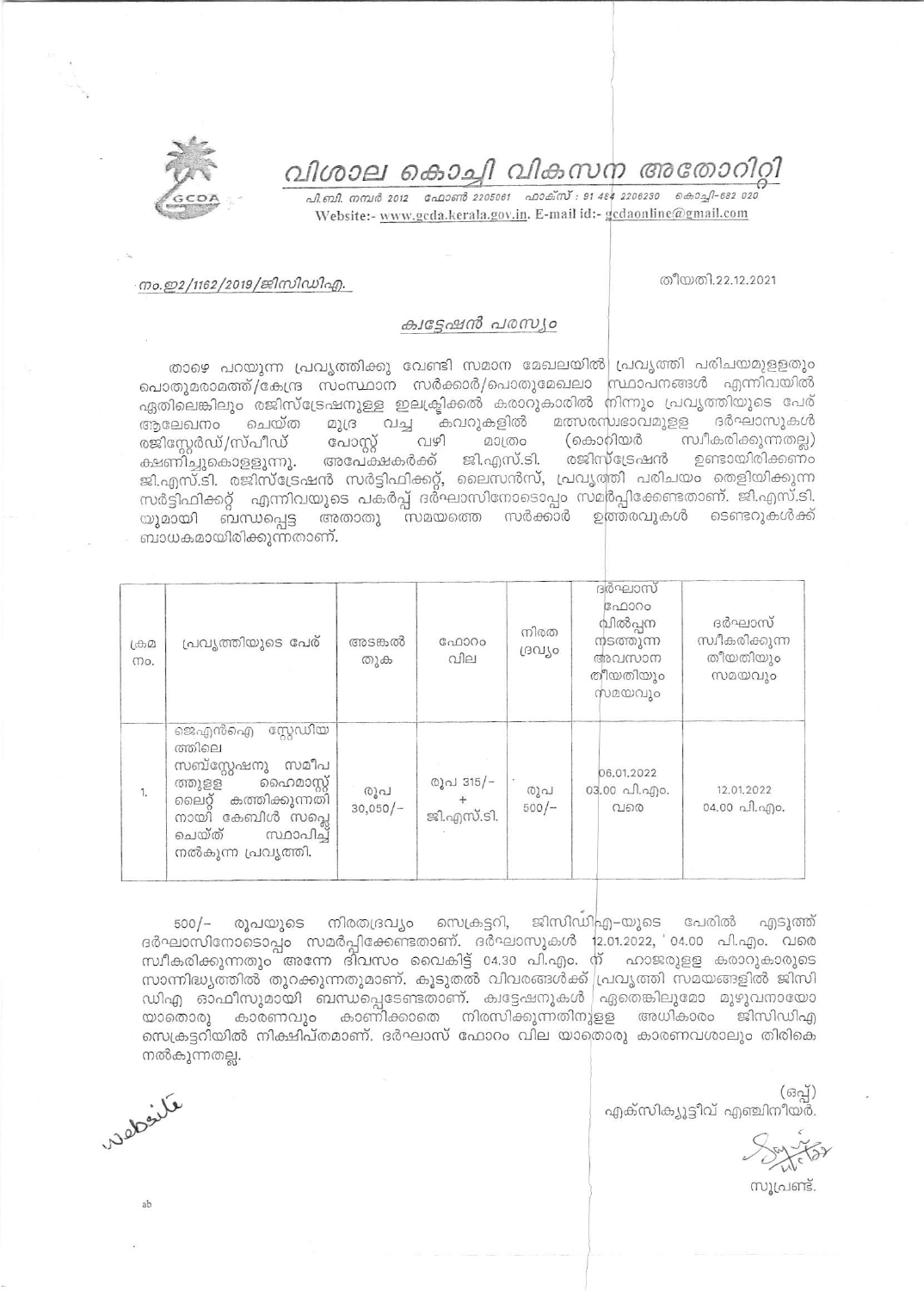# വിശാല കൊച്ചി വികസന അതോറിറ്റി

പി.ബി. നമ്പർ 2012 ഫോൺ 2205061 ഫാക്സ് : 91 484 2206230 കൊച്ചി-682 020

Website:- www.gcda.kerala.gov.in, E-mail id:- gcdaonline@gmail.com

നം.ഇ2/1162/2019/ജിസിഡിഎ. തീയതി.22.12.2021

## ക്വട്ടേഷൻ പരസ്യം

താഴെ പറയുന്ന പ്രവൃത്തിക്കു വേണ്ടി സമാന മേഖലയിൽ പ്രവൃത്തി പരിചയമുള്ളതും പൊതുമരാമത്ത്/കേന്ദ്ര സംസ്ഥാന സർക്കാർ/പൊതുമേഖലാ സ്ഥാപനങ്ങൾ എന്നിവയിൽ ഏതിലെങ്കിലും രജിസ്ട്രേഷനുള്ള ഇലക്ട്രിക്കൽ കരാറുകാരിൽ നിന്നും പ്രവൃത്തിയുടെ പേര് ആലേഖനം ചെയ്ത മുദ്ര വച്ച കവറുകളിൽ മത്സരസ്വഭാവമുള്ള ദർഘാസുകൾ രജിസ്റ്റേർഡ്/സ്പീഡ് പോസ്റ്റ് വഴി മാത്രം (കൊറിയർ സ്വീകരിക്കുന്നതല്ല) ക്ഷണിച്ചുകൊള്ളുന്നു. അപേക്ഷകർക്ക് ജി.എസ്.ടി. രജിസ്ട്രേഷൻ ഉണ്ടായിരിക്കണം ജി.എസ്.ടി. രജിസ്ട്രേഷൻ സർട്ടിഫിക്കറ്റ്, ലൈസൻസ്, പ്രവൃത്തി പരിചയം തെളിയിക്കുന്ന സർട്ടിഫിക്കറ്റ് എന്നിവയുടെ പകർപ്പ് ദർഘാസിനോടൊപ്പം സമർപ്പിക്കേണ്ടതാണ്. ജി.എസ്.ടി. യുമായി ബന്ധപ്പെട്ട അതാതു സമയത്തെ സർക്കാർ ഉത്തരവുകൾ ടെണ്ടറുകൾക്ക് ബാധകമായിരിക്കുന്നതാണ്.

| ക്രമ നം. | പ്രവൃത്തിയുടെ പേര് | അടങ്കൽ തുക | ഫോറം വില | നിരത ദ്രവ്യം | ദർഘാസ് ഫോറം വിൽപ്പന നടത്തുന്ന അവസാന തീയതിയും സമയവും | ദർഘാസ് സ്വീകരിക്കുന്ന തീയതിയും സമയവും |
|---|---|---|---|---|---|---|
| 1. | ജെഎൻഐ സ്റ്റേഡിയത്തിലെ സബ്സ്റ്റേഷനു സമീപത്തുള്ള ഹൈമാസ്റ്റ് ലൈറ്റ് കത്തിക്കുന്നതിനായി കേബിൾ സപ്ലൈ ചെയ്ത് സ്ഥാപിച്ച് നൽകുന്ന പ്രവൃത്തി. | രൂപ 30,050/- | രൂപ 315/- + ജി.എസ്.ടി. | രൂപ 500/- | 06.01.2022 03.00 പി.എം. വരെ | 12.01.2022 04.00 പി.എം. |

500/- രൂപയുടെ നിരതദ്രവ്യം സെക്രട്ടറി, ജിസിഡിഎ-യുടെ പേരിൽ എടുത്ത് ദർഘാസിനോടൊപ്പം സമർപ്പിക്കേണ്ടതാണ്. ദർഘാസുകൾ 12.01.2022, 04.00 പി.എം. വരെ സ്വീകരിക്കുന്നതും അന്നേ ദിവസം വൈകിട്ട് 04.30 പി.എം. ന് ഹാജരുള്ള കരാറുകാരുടെ സാന്നിദ്ധ്യത്തിൽ തുറക്കുന്നതുമാണ്. കൂടുതൽ വിവരങ്ങൾക്ക് പ്രവൃത്തി സമയങ്ങളിൽ ജിസിഡിഎ ഓഫീസുമായി ബന്ധപ്പെടേണ്ടതാണ്. ക്വട്ടേഷനുകൾ ഏതെങ്കിലുമോ മുഴുവനായോ യാതൊരു കാരണവും കാണിക്കാതെ നിരസിക്കുന്നതിനുള്ള അധികാരം ജിസിഡിഎ സെക്രട്ടറിയിൽ നിക്ഷിപ്തമാണ്. ദർഘാസ് ഫോറം വില യാതൊരു കാരണവശാലും തിരികെ നൽകുന്നതല്ല.

(ഒപ്പ്)
എക്സിക്യൂട്ടീവ് എഞ്ചിനീയർ.

സൂപ്രണ്ട്.

Website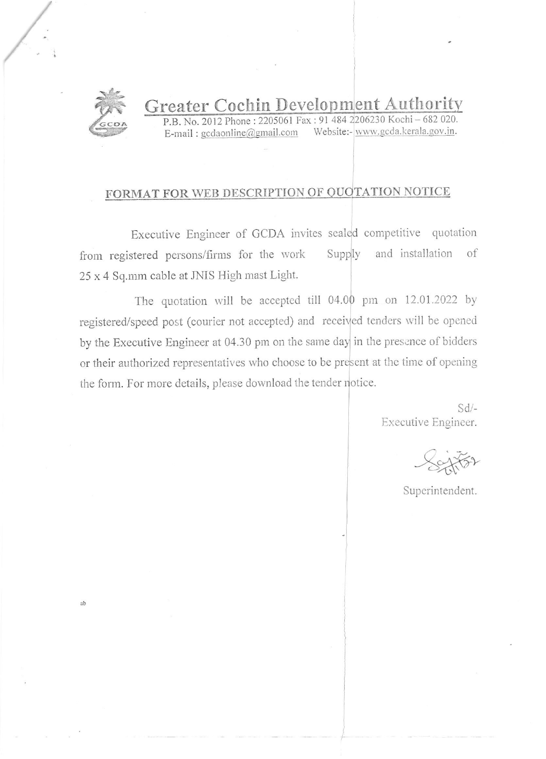# Greater Cochin Development Authority

P.B. No. 2012 Phone : 2205061 Fax : 91 484 2206230 Kochi – 682 020.
E-mail : gcdaonline@gmail.com Website:- www.gcda.kerala.gov.in.

## FORMAT FOR WEB DESCRIPTION OF QUOTATION NOTICE

Executive Engineer of GCDA invites sealed competitive quotation from registered persons/firms for the work Supply and installation of 25 x 4 Sq.mm cable at JNIS High mast Light.

The quotation will be accepted till 04.00 pm on 12.01.2022 by registered/speed post (courier not accepted) and received tenders will be opened by the Executive Engineer at 04.30 pm on the same day in the presence of bidders or their authorized representatives who choose to be present at the time of opening the form. For more details, please download the tender notice.

Sd/-
Executive Engineer.

Superintendent.

ab